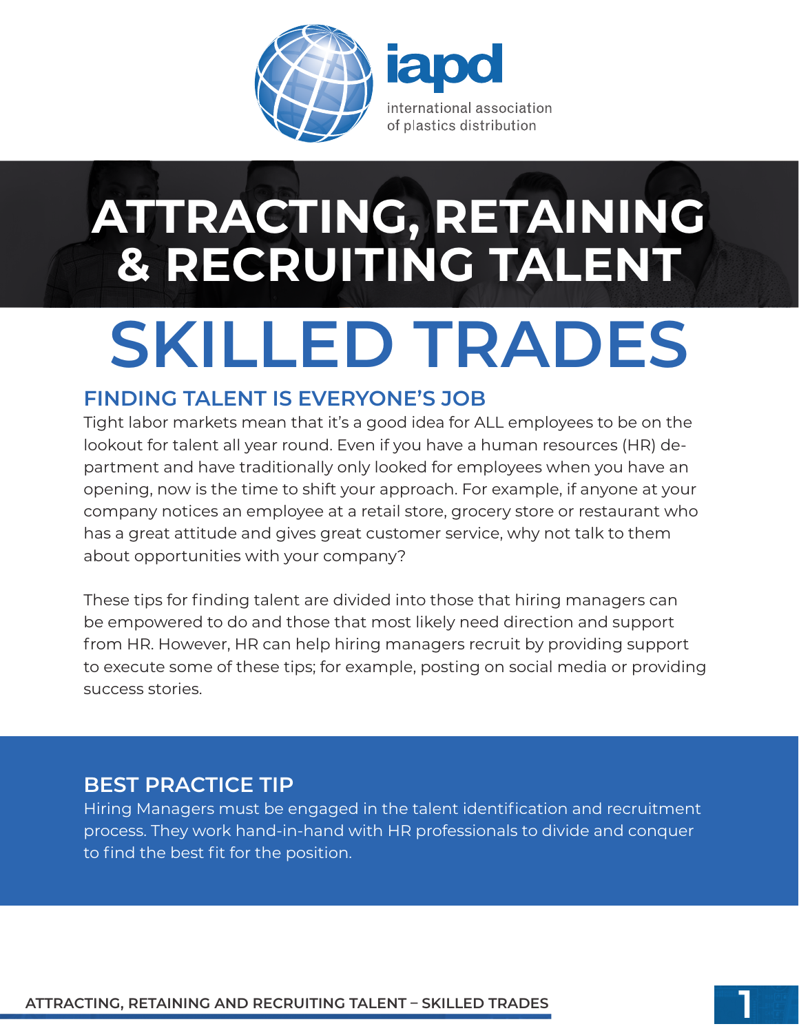iapd

international association of plastics distribution

# ATTRACTING, RETAINING & RECRUITING TALENT

# SKILLED TRADES

## FINDING TALENT IS EVERYONE'S JOB

Tight labor markets mean that it's a good idea for ALL employees to be on the lookout for talent all year round. Even if you have a human resources (HR) department and have traditionally only looked for employees when you have an opening, now is the time to shift your approach. For example, if anyone at your company notices an employee at a retail store, grocery store or restaurant who has a great attitude and gives great customer service, why not talk to them about opportunities with your company?

These tips for finding talent are divided into those that hiring managers can be empowered to do and those that most likely need direction and support from HR. However, HR can help hiring managers recruit by providing support to execute some of these tips; for example, posting on social media or providing success stories.

## BEST PRACTICE TIP

Hiring Managers must be engaged in the talent identification and recruitment process. They work hand-in-hand with HR professionals to divide and conquer to find the best fit for the position.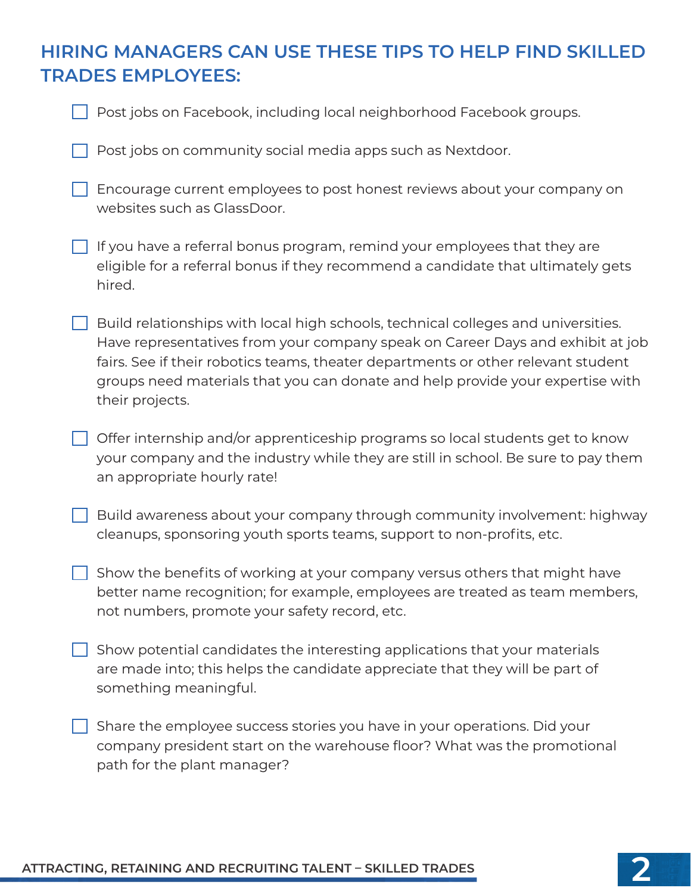## HIRING MANAGERS CAN USE THESE TIPS TO HELP FIND SKILLED TRADES EMPLOYEES:

- [ ] Post jobs on Facebook, including local neighborhood Facebook groups.
- [ ] Post jobs on community social media apps such as Nextdoor.
- [ ] Encourage current employees to post honest reviews about your company on websites such as GlassDoor.
- [ ] If you have a referral bonus program, remind your employees that they are eligible for a referral bonus if they recommend a candidate that ultimately gets hired.
- [ ] Build relationships with local high schools, technical colleges and universities. Have representatives from your company speak on Career Days and exhibit at job fairs. See if their robotics teams, theater departments or other relevant student groups need materials that you can donate and help provide your expertise with their projects.
- [ ] Offer internship and/or apprenticeship programs so local students get to know your company and the industry while they are still in school. Be sure to pay them an appropriate hourly rate!
- [ ] Build awareness about your company through community involvement: highway cleanups, sponsoring youth sports teams, support to non-profits, etc.
- [ ] Show the benefits of working at your company versus others that might have better name recognition; for example, employees are treated as team members, not numbers, promote your safety record, etc.
- [ ] Show potential candidates the interesting applications that your materials are made into; this helps the candidate appreciate that they will be part of something meaningful.
- [ ] Share the employee success stories you have in your operations. Did your company president start on the warehouse floor? What was the promotional path for the plant manager?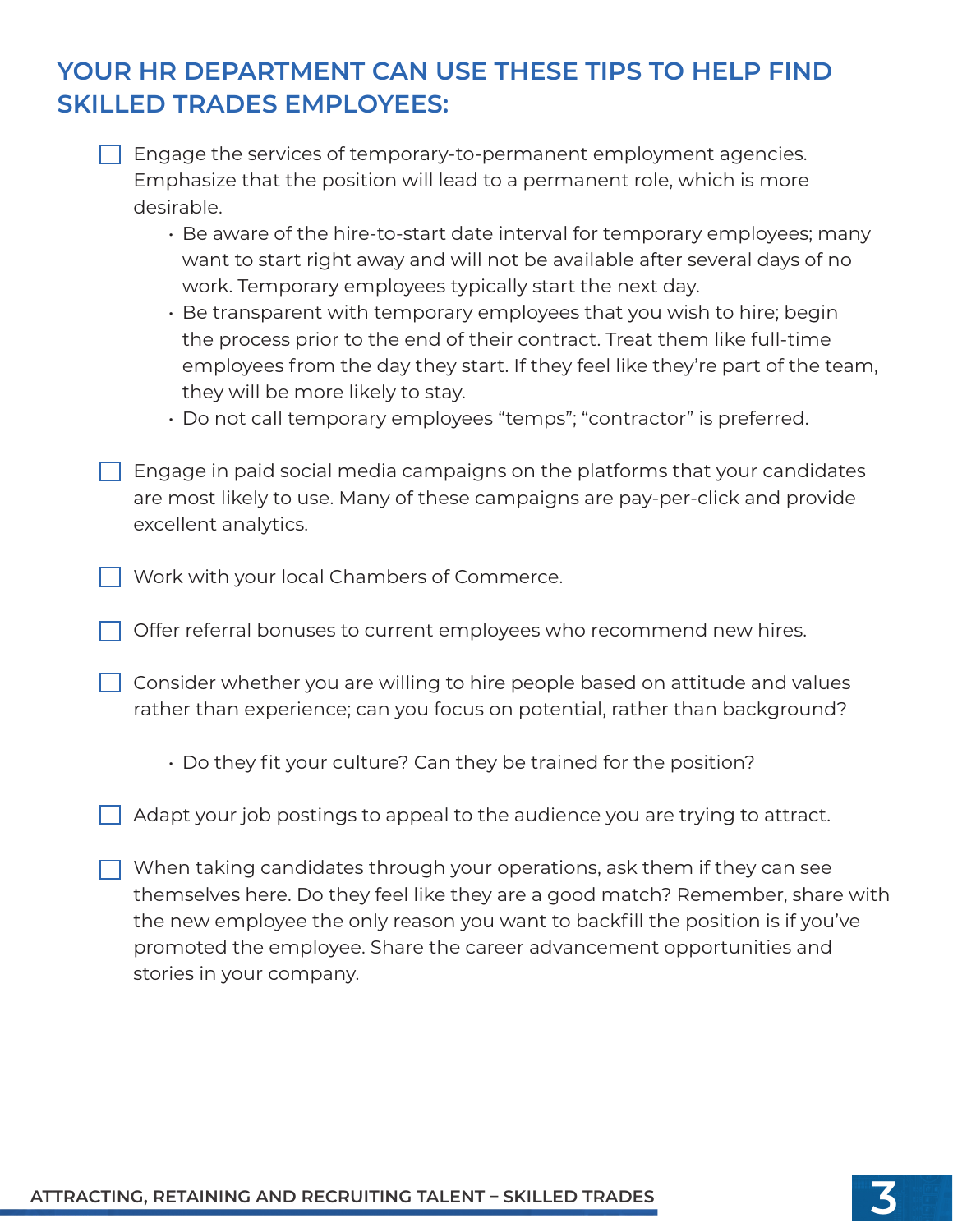## YOUR HR DEPARTMENT CAN USE THESE TIPS TO HELP FIND SKILLED TRADES EMPLOYEES:

- [ ] Engage the services of temporary-to-permanent employment agencies. Emphasize that the position will lead to a permanent role, which is more desirable.
  - Be aware of the hire-to-start date interval for temporary employees; many want to start right away and will not be available after several days of no work. Temporary employees typically start the next day.
  - Be transparent with temporary employees that you wish to hire; begin the process prior to the end of their contract. Treat them like full-time employees from the day they start. If they feel like they're part of the team, they will be more likely to stay.
  - Do not call temporary employees "temps"; "contractor" is preferred.

- [ ] Engage in paid social media campaigns on the platforms that your candidates are most likely to use. Many of these campaigns are pay-per-click and provide excellent analytics.

- [ ] Work with your local Chambers of Commerce.

- [ ] Offer referral bonuses to current employees who recommend new hires.

- [ ] Consider whether you are willing to hire people based on attitude and values rather than experience; can you focus on potential, rather than background?
  - Do they fit your culture? Can they be trained for the position?

- [ ] Adapt your job postings to appeal to the audience you are trying to attract.

- [ ] When taking candidates through your operations, ask them if they can see themselves here. Do they feel like they are a good match? Remember, share with the new employee the only reason you want to backfill the position is if you've promoted the employee. Share the career advancement opportunities and stories in your company.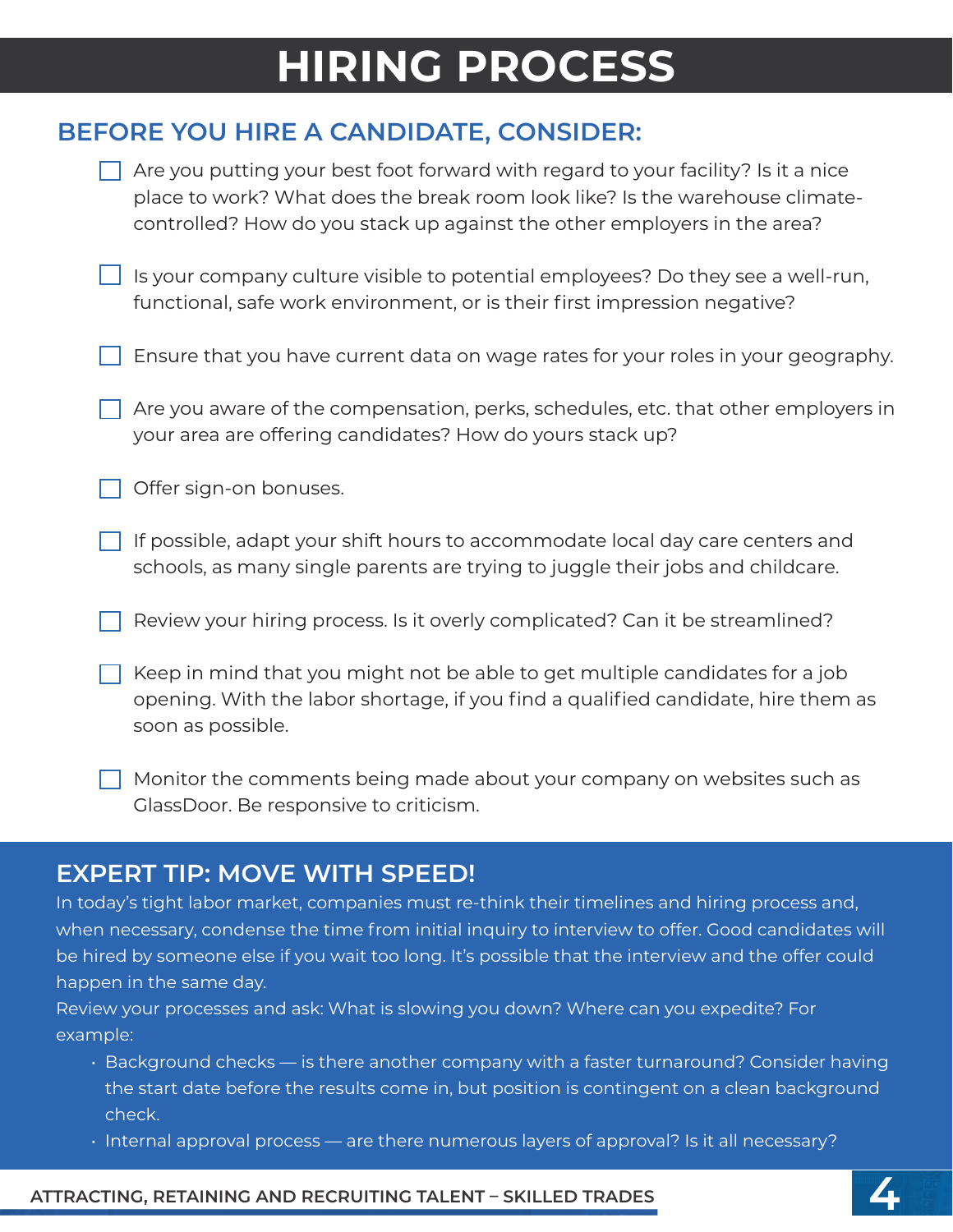# HIRING PROCESS

## BEFORE YOU HIRE A CANDIDATE, CONSIDER:

- [ ] Are you putting your best foot forward with regard to your facility? Is it a nice place to work? What does the break room look like? Is the warehouse climate-controlled? How do you stack up against the other employers in the area?
- [ ] Is your company culture visible to potential employees? Do they see a well-run, functional, safe work environment, or is their first impression negative?
- [ ] Ensure that you have current data on wage rates for your roles in your geography.
- [ ] Are you aware of the compensation, perks, schedules, etc. that other employers in your area are offering candidates? How do yours stack up?
- [ ] Offer sign-on bonuses.
- [ ] If possible, adapt your shift hours to accommodate local day care centers and schools, as many single parents are trying to juggle their jobs and childcare.
- [ ] Review your hiring process. Is it overly complicated? Can it be streamlined?
- [ ] Keep in mind that you might not be able to get multiple candidates for a job opening. With the labor shortage, if you find a qualified candidate, hire them as soon as possible.
- [ ] Monitor the comments being made about your company on websites such as GlassDoor. Be responsive to criticism.

## EXPERT TIP: MOVE WITH SPEED!

In today's tight labor market, companies must re-think their timelines and hiring process and, when necessary, condense the time from initial inquiry to interview to offer. Good candidates will be hired by someone else if you wait too long. It's possible that the interview and the offer could happen in the same day.

Review your processes and ask: What is slowing you down? Where can you expedite? For example:

- Background checks — is there another company with a faster turnaround? Consider having the start date before the results come in, but position is contingent on a clean background check.
- Internal approval process — are there numerous layers of approval? Is it all necessary?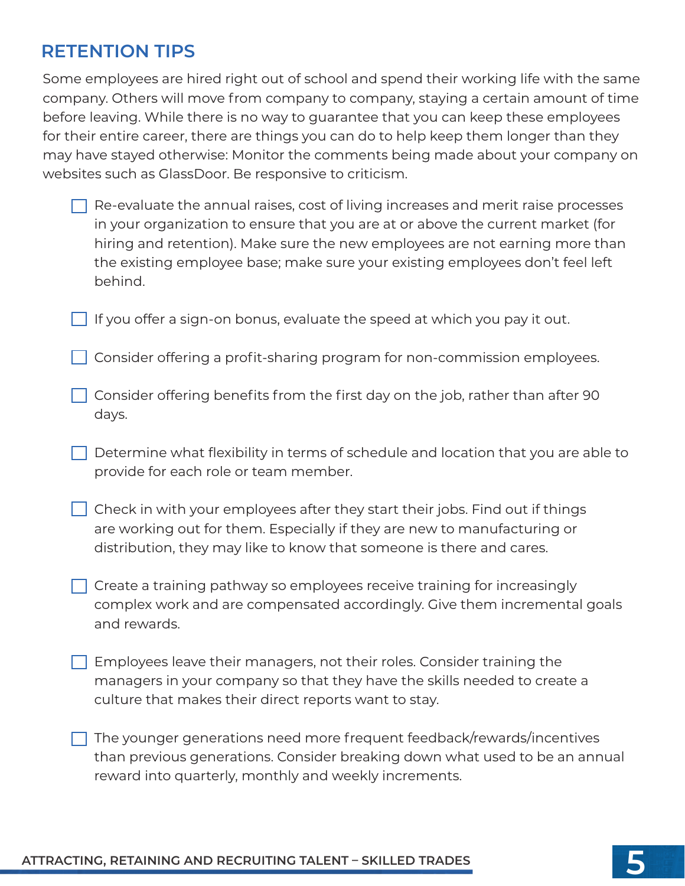## RETENTION TIPS

Some employees are hired right out of school and spend their working life with the same company. Others will move from company to company, staying a certain amount of time before leaving. While there is no way to guarantee that you can keep these employees for their entire career, there are things you can do to help keep them longer than they may have stayed otherwise: Monitor the comments being made about your company on websites such as GlassDoor. Be responsive to criticism.

- [ ] Re-evaluate the annual raises, cost of living increases and merit raise processes in your organization to ensure that you are at or above the current market (for hiring and retention). Make sure the new employees are not earning more than the existing employee base; make sure your existing employees don't feel left behind.
- [ ] If you offer a sign-on bonus, evaluate the speed at which you pay it out.
- [ ] Consider offering a profit-sharing program for non-commission employees.
- [ ] Consider offering benefits from the first day on the job, rather than after 90 days.
- [ ] Determine what flexibility in terms of schedule and location that you are able to provide for each role or team member.
- [ ] Check in with your employees after they start their jobs. Find out if things are working out for them. Especially if they are new to manufacturing or distribution, they may like to know that someone is there and cares.
- [ ] Create a training pathway so employees receive training for increasingly complex work and are compensated accordingly. Give them incremental goals and rewards.
- [ ] Employees leave their managers, not their roles. Consider training the managers in your company so that they have the skills needed to create a culture that makes their direct reports want to stay.
- [ ] The younger generations need more frequent feedback/rewards/incentives than previous generations. Consider breaking down what used to be an annual reward into quarterly, monthly and weekly increments.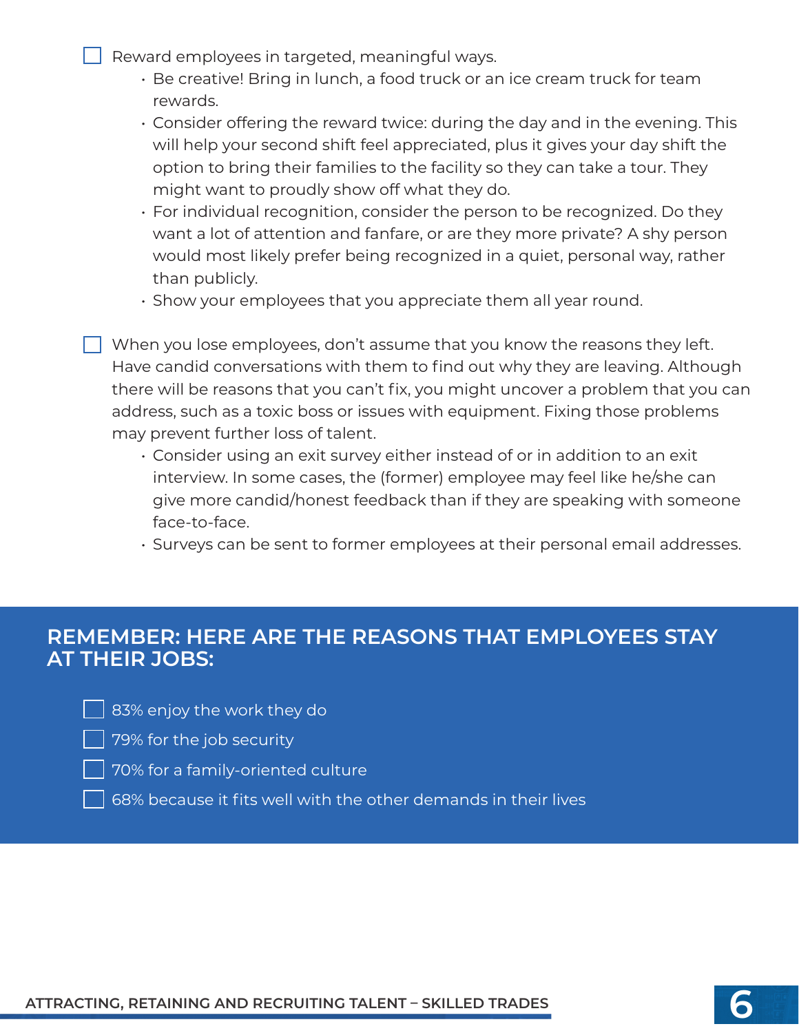- [ ] Reward employees in targeted, meaningful ways.
    - Be creative! Bring in lunch, a food truck or an ice cream truck for team rewards.
    - Consider offering the reward twice: during the day and in the evening. This will help your second shift feel appreciated, plus it gives your day shift the option to bring their families to the facility so they can take a tour. They might want to proudly show off what they do.
    - For individual recognition, consider the person to be recognized. Do they want a lot of attention and fanfare, or are they more private? A shy person would most likely prefer being recognized in a quiet, personal way, rather than publicly.
    - Show your employees that you appreciate them all year round.

- [ ] When you lose employees, don't assume that you know the reasons they left. Have candid conversations with them to find out why they are leaving. Although there will be reasons that you can't fix, you might uncover a problem that you can address, such as a toxic boss or issues with equipment. Fixing those problems may prevent further loss of talent.
    - Consider using an exit survey either instead of or in addition to an exit interview. In some cases, the (former) employee may feel like he/she can give more candid/honest feedback than if they are speaking with someone face-to-face.
    - Surveys can be sent to former employees at their personal email addresses.

## REMEMBER: HERE ARE THE REASONS THAT EMPLOYEES STAY AT THEIR JOBS:

- [ ] 83% enjoy the work they do
- [ ] 79% for the job security
- [ ] 70% for a family-oriented culture
- [ ] 68% because it fits well with the other demands in their lives